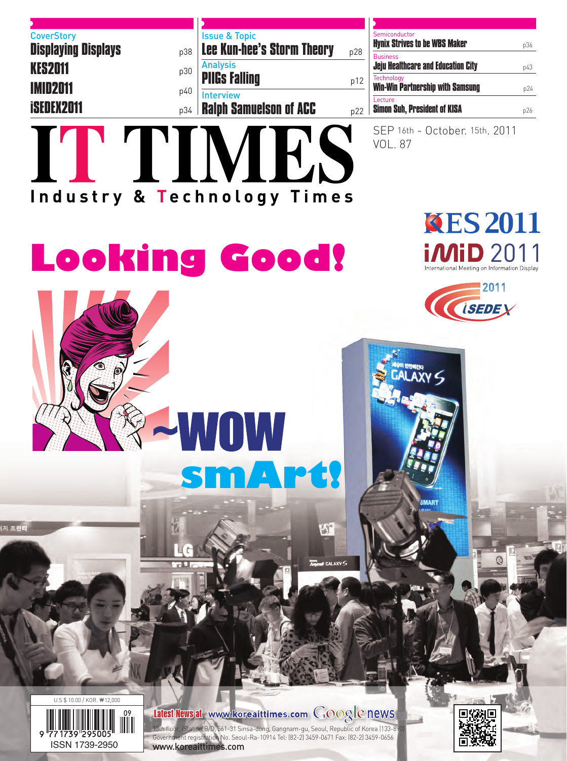**CoverStory**

- Displaying Displays p38
- KES2011 p30
- IMID2011 p40
- iSEDEX2011 p34

**Issue & Topic**

- Lee Kun-hee's Storm Theory p28

**Analysis**

- PIIGs Falling p12

**Interview**

- Ralph Samuelson of ACC p22

**Semiconductor**

- Hynix Strives to be WBS Maker p36

**Business**

- Jeju Healthcare and Education City p43

**Technology**

- Win-Win Partnership with Samsung p24

**Lecture**

- Simon Suh, President of KISA p26

# IT TIMES

**Industry & Technology Times**

SEP 16th - October. 15th. 2011
VOL. 87

KES 2011

iMiD 2011
International Meeting on Information Display

2011 iSEDEX

# Looking Good!

## ~WOW smArt!

U.S $ 10.00 / KOR. ₩12,000

ISSN 1739-2950

Latest News at www.koreaittimes.com Google news

13th floor, iStation B/D, 561-31 Sinsa-dong, Gangnam-gu, Seoul, Republic of Korea (133-890)
Government registration No. Seoul-Ra-10914 Tel: (82-2) 3459-0671 Fax: (82-2) 3459-0656
www.koreaittimes.com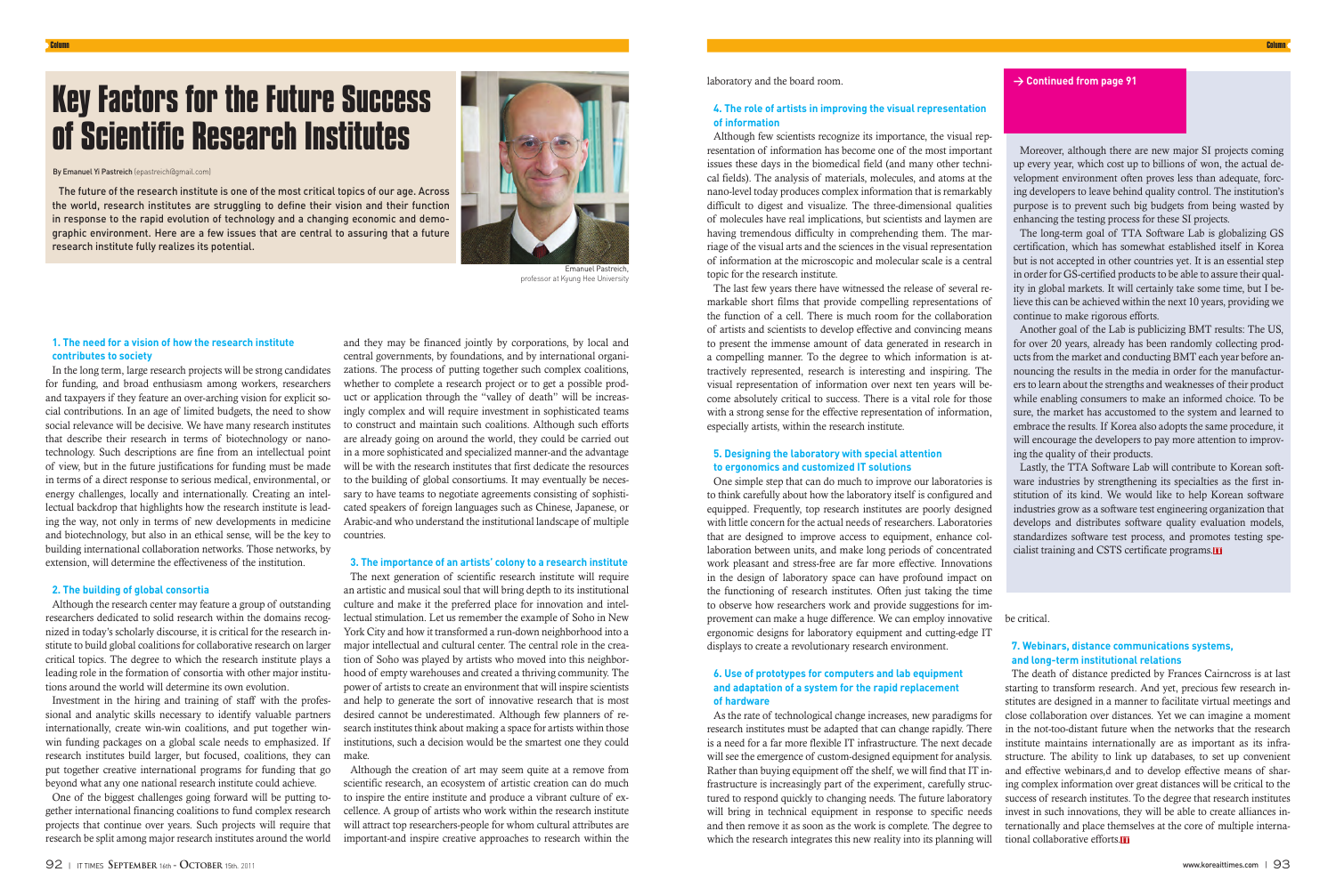# Key Factors for the Future Success of Scientific Research Institutes

By Emanuel Yi Pastreich (epastreich@gmail.com)

The future of the research institute is one of the most critical topics of our age. Across the world, research institutes are struggling to define their vision and their function in response to the rapid evolution of technology and a changing economic and demographic environment. Here are a few issues that are central to assuring that a future research institute fully realizes its potential.

Emanuel Pastreich, professor at Kyung Hee University

### 1. The need for a vision of how the research institute contributes to society

In the long term, large research projects will be strong candidates for funding, and broad enthusiasm among workers, researchers and taxpayers if they feature an over-arching vision for explicit social contributions. In an age of limited budgets, the need to show social relevance will be decisive. We have many research institutes that describe their research in terms of biotechnology or nanotechnology. Such descriptions are fine from an intellectual point of view, but in the future justifications for funding must be made in terms of a direct response to serious medical, environmental, or energy challenges, locally and internationally. Creating an intellectual backdrop that highlights how the research institute is leading the way, not only in terms of new developments in medicine and biotechnology, but also in an ethical sense, will be the key to building international collaboration networks. Those networks, by extension, will determine the effectiveness of the institution.

### 2. The building of global consortia

Although the research center may feature a group of outstanding researchers dedicated to solid research within the domains recognized in today's scholarly discourse, it is critical for the research institute to build global coalitions for collaborative research on larger critical topics. The degree to which the research institute plays a leading role in the formation of consortia with other major institutions around the world will determine its own evolution.

Investment in the hiring and training of staff with the professional and analytic skills necessary to identify valuable partners internationally, create win-win coalitions, and put together win-win funding packages on a global scale needs to emphasized. If research institutes build larger, but focused, coalitions, they can put together creative international programs for funding that go beyond what any one national research institute could achieve.

One of the biggest challenges going forward will be putting together international financing coalitions to fund complex research projects that continue over years. Such projects will require that research be split among major research institutes around the world and they may be financed jointly by corporations, by local and central governments, by foundations, and by international organizations. The process of putting together such complex coalitions, whether to complete a research project or to get a possible product or application through the "valley of death" will be increasingly complex and will require investment in sophisticated teams to construct and maintain such coalitions. Although such efforts are already going on around the world, they could be carried out in a more sophisticated and specialized manner-and the advantage will be with the research institutes that first dedicate the resources to the building of global consortiums. It may eventually be necessary to have teams to negotiate agreements consisting of sophisticated speakers of foreign languages such as Chinese, Japanese, or Arabic-and who understand the institutional landscape of multiple countries.

### 3. The importance of an artists' colony to a research institute

The next generation of scientific research institute will require an artistic and musical soul that will bring depth to its institutional culture and make it the preferred place for innovation and intellectual stimulation. Let us remember the example of Soho in New York City and how it transformed a run-down neighborhood into a major intellectual and cultural center. The central role in the creation of Soho was played by artists who moved into this neighborhood of empty warehouses and created a thriving community. The power of artists to create an environment that will inspire scientists and help to generate the sort of innovative research that is most desired cannot be underestimated. Although few planners of research institutes think about making a space for artists within those institutions, such a decision would be the smartest one they could make.

Although the creation of art may seem quite at a remove from scientific research, an ecosystem of artistic creation can do much to inspire the entire institute and produce a vibrant culture of excellence. A group of artists who work within the research institute will attract top researchers-people for whom cultural attributes are important-and inspire creative approaches to research within the laboratory and the board room.

### 4. The role of artists in improving the visual representation of information

Although few scientists recognize its importance, the visual representation of information has become one of the most important issues these days in the biomedical field (and many other technical fields). The analysis of materials, molecules, and atoms at the nano-level today produces complex information that is remarkably difficult to digest and visualize. The three-dimensional qualities of molecules have real implications, but scientists and laymen are having tremendous difficulty in comprehending them. The marriage of the visual arts and the sciences in the visual representation of information at the microscopic and molecular scale is a central topic for the research institute.

The last few years there have witnessed the release of several remarkable short films that provide compelling representations of the function of a cell. There is much room for the collaboration of artists and scientists to develop effective and convincing means to present the immense amount of data generated in research in a compelling manner. To the degree to which information is attractively represented, research is interesting and inspiring. The visual representation of information over next ten years will become absolutely critical to success. There is a vital role for those with a strong sense for the effective representation of information, especially artists, within the research institute.

### 5. Designing the laboratory with special attention to ergonomics and customized IT solutions

One simple step that can do much to improve our laboratories is to think carefully about how the laboratory itself is configured and equipped. Frequently, top research institutes are poorly designed with little concern for the actual needs of researchers. Laboratories that are designed to improve access to equipment, enhance collaboration between units, and make long periods of concentrated work pleasant and stress-free are far more effective. Innovations in the design of laboratory space can have profound impact on the functioning of research institutes. Often just taking the time to observe how researchers work and provide suggestions for improvement can make a huge difference. We can employ innovative ergonomic designs for laboratory equipment and cutting-edge IT displays to create a revolutionary research environment.

### 6. Use of prototypes for computers and lab equipment and adaptation of a system for the rapid replacement of hardware

As the rate of technological change increases, new paradigms for research institutes must be adapted that can change rapidly. There is a need for a far more flexible IT infrastructure. The next decade will see the emergence of custom-designed equipment for analysis. Rather than buying equipment off the shelf, we will find that IT infrastructure is increasingly part of the experiment, carefully structured to respond quickly to changing needs. The future laboratory will bring in technical equipment in response to specific needs and then remove it as soon as the work is complete. The degree to which the research integrates this new reality into its planning will be critical.

### 7. Webinars, distance communications systems, and long-term institutional relations

The death of distance predicted by Frances Cairncross is at last starting to transform research. And yet, precious few research institutes are designed in a manner to facilitate virtual meetings and close collaboration over distances. Yet we can imagine a moment in the not-too-distant future when the networks that the research institute maintains internationally are as important as its infrastructure. The ability to link up databases, to set up convenient and effective webinars,d and to develop effective means of sharing complex information over great distances will be critical to the success of research institutes. To the degree that research institutes invest in such innovations, they will be able to create alliances internationally and place themselves at the core of multiple international collaborative efforts.

---

→ Continued from page 91

Moreover, although there are new major SI projects coming up every year, which cost up to billions of won, the actual development environment often proves less than adequate, forcing developers to leave behind quality control. The institution's purpose is to prevent such big budgets from being wasted by enhancing the testing process for these SI projects.

The long-term goal of TTA Software Lab is globalizing GS certification, which has somewhat established itself in Korea but is not accepted in other countries yet. It is an essential step in order for GS-certified products to be able to assure their quality in global markets. It will certainly take some time, but I believe this can be achieved within the next 10 years, providing we continue to make rigorous efforts.

Another goal of the Lab is publicizing BMT results: The US, for over 20 years, already has been randomly collecting products from the market and conducting BMT each year before announcing the results in the media in order for the manufacturers to learn about the strengths and weaknesses of their product while enabling consumers to make an informed choice. To be sure, the market has accustomed to the system and learned to embrace the results. If Korea also adopts the same procedure, it will encourage the developers to pay more attention to improving the quality of their products.

Lastly, the TTA Software Lab will contribute to Korean software industries by strengthening its specialties as the first institution of its kind. We would like to help Korean software industries grow as a software test engineering organization that develops and distributes software quality evaluation models, standardizes software test process, and promotes testing specialist training and CSTS certificate programs.